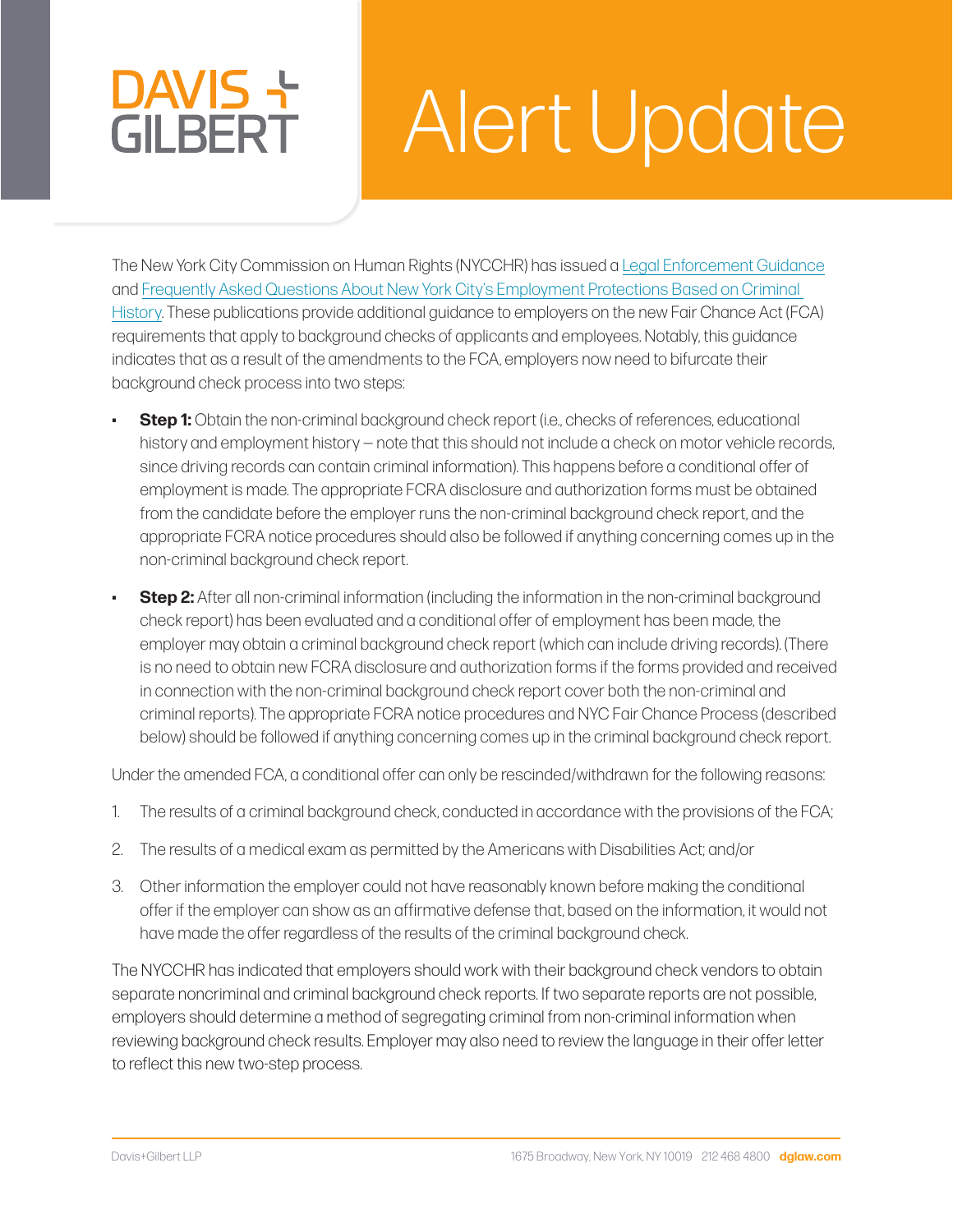# Alert Update

The New York City Commission on Human Rights (NYCCHR) has issued a [Legal Enforcement Guidance](#) and [Frequently Asked Questions About New York City's Employment Protections Based on Criminal History](#). These publications provide additional guidance to employers on the new Fair Chance Act (FCA) requirements that apply to background checks of applicants and employees. Notably, this guidance indicates that as a result of the amendments to the FCA, employers now need to bifurcate their background check process into two steps:

- **Step 1:** Obtain the non-criminal background check report (i.e., checks of references, educational history and employment history – note that this should not include a check on motor vehicle records, since driving records can contain criminal information). This happens before a conditional offer of employment is made. The appropriate FCRA disclosure and authorization forms must be obtained from the candidate before the employer runs the non-criminal background check report, and the appropriate FCRA notice procedures should also be followed if anything concerning comes up in the non-criminal background check report.
- **Step 2:** After all non-criminal information (including the information in the non-criminal background check report) has been evaluated and a conditional offer of employment has been made, the employer may obtain a criminal background check report (which can include driving records). (There is no need to obtain new FCRA disclosure and authorization forms if the forms provided and received in connection with the non-criminal background check report cover both the non-criminal and criminal reports). The appropriate FCRA notice procedures and NYC Fair Chance Process (described below) should be followed if anything concerning comes up in the criminal background check report.

Under the amended FCA, a conditional offer can only be rescinded/withdrawn for the following reasons:

1. The results of a criminal background check, conducted in accordance with the provisions of the FCA;
2. The results of a medical exam as permitted by the Americans with Disabilities Act; and/or
3. Other information the employer could not have reasonably known before making the conditional offer if the employer can show as an affirmative defense that, based on the information, it would not have made the offer regardless of the results of the criminal background check.

The NYCCHR has indicated that employers should work with their background check vendors to obtain separate noncriminal and criminal background check reports. If two separate reports are not possible, employers should determine a method of segregating criminal from non-criminal information when reviewing background check results. Employer may also need to review the language in their offer letter to reflect this new two-step process.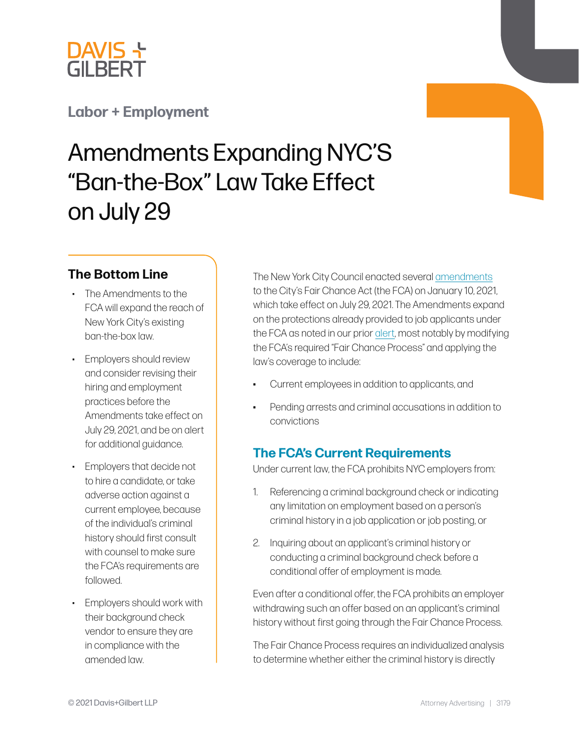DAVIS + GILBERT

Labor + Employment

# Amendments Expanding NYC'S "Ban-the-Box" Law Take Effect on July 29

## The Bottom Line

- The Amendments to the FCA will expand the reach of New York City's existing ban-the-box law.
- Employers should review and consider revising their hiring and employment practices before the Amendments take effect on July 29, 2021, and be on alert for additional guidance.
- Employers that decide not to hire a candidate, or take adverse action against a current employee, because of the individual's criminal history should first consult with counsel to make sure the FCA's requirements are followed.
- Employers should work with their background check vendor to ensure they are in compliance with the amended law.

The New York City Council enacted several amendments to the City's Fair Chance Act (the FCA) on January 10, 2021, which take effect on July 29, 2021. The Amendments expand on the protections already provided to job applicants under the FCA as noted in our prior alert, most notably by modifying the FCA's required "Fair Chance Process" and applying the law's coverage to include:

- Current employees in addition to applicants, and
- Pending arrests and criminal accusations in addition to convictions

## The FCA's Current Requirements

Under current law, the FCA prohibits NYC employers from:

1. Referencing a criminal background check or indicating any limitation on employment based on a person's criminal history in a job application or job posting, or
2. Inquiring about an applicant's criminal history or conducting a criminal background check before a conditional offer of employment is made.

Even after a conditional offer, the FCA prohibits an employer withdrawing such an offer based on an applicant's criminal history without first going through the Fair Chance Process.

The Fair Chance Process requires an individualized analysis to determine whether either the criminal history is directly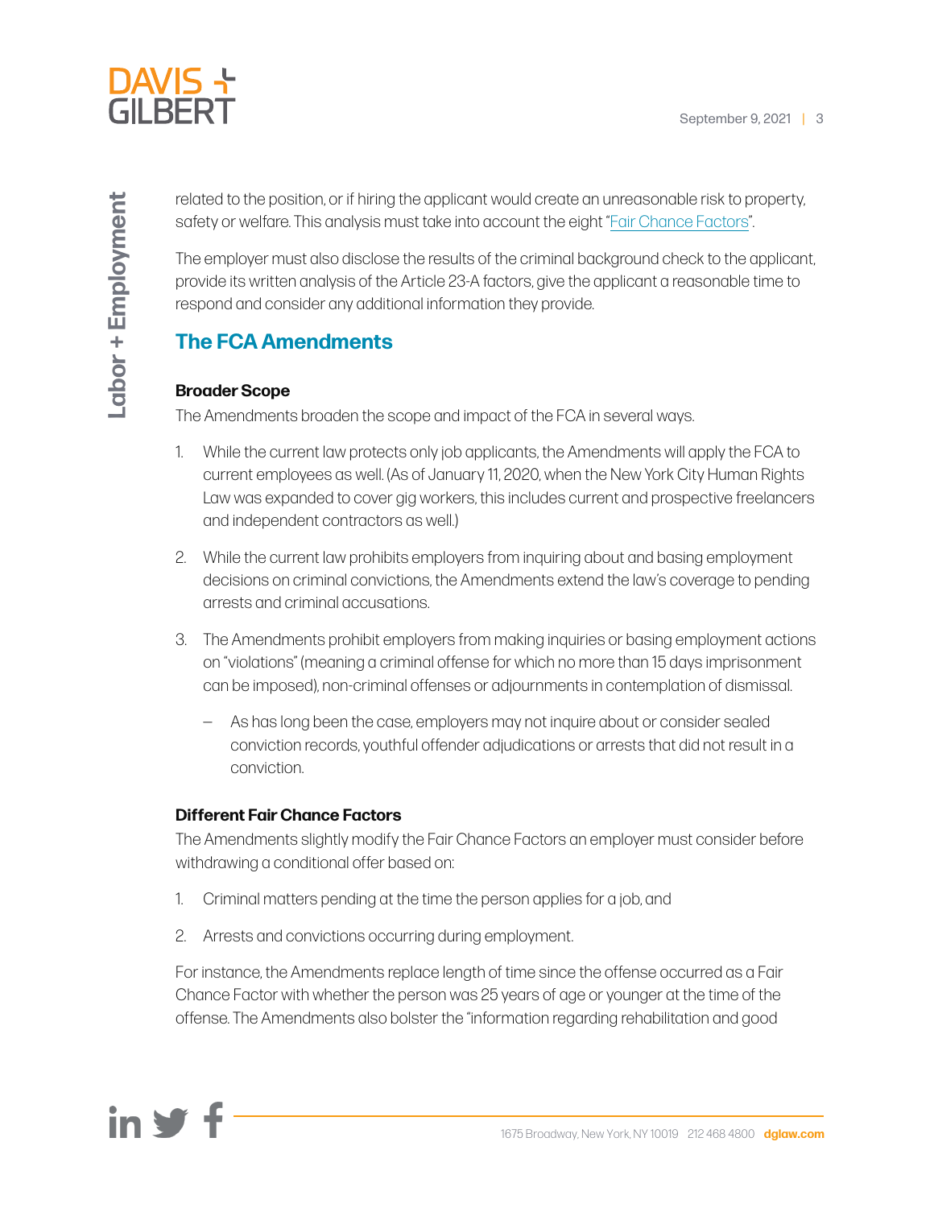related to the position, or if hiring the applicant would create an unreasonable risk to property, safety or welfare. This analysis must take into account the eight "Fair Chance Factors".

The employer must also disclose the results of the criminal background check to the applicant, provide its written analysis of the Article 23-A factors, give the applicant a reasonable time to respond and consider any additional information they provide.

## The FCA Amendments

### Broader Scope

The Amendments broaden the scope and impact of the FCA in several ways.

1. While the current law protects only job applicants, the Amendments will apply the FCA to current employees as well. (As of January 11, 2020, when the New York City Human Rights Law was expanded to cover gig workers, this includes current and prospective freelancers and independent contractors as well.)

2. While the current law prohibits employers from inquiring about and basing employment decisions on criminal convictions, the Amendments extend the law's coverage to pending arrests and criminal accusations.

3. The Amendments prohibit employers from making inquiries or basing employment actions on "violations" (meaning a criminal offense for which no more than 15 days imprisonment can be imposed), non-criminal offenses or adjournments in contemplation of dismissal.

   – As has long been the case, employers may not inquire about or consider sealed conviction records, youthful offender adjudications or arrests that did not result in a conviction.

### Different Fair Chance Factors

The Amendments slightly modify the Fair Chance Factors an employer must consider before withdrawing a conditional offer based on:

1. Criminal matters pending at the time the person applies for a job, and

2. Arrests and convictions occurring during employment.

For instance, the Amendments replace length of time since the offense occurred as a Fair Chance Factor with whether the person was 25 years of age or younger at the time of the offense. The Amendments also bolster the "information regarding rehabilitation and good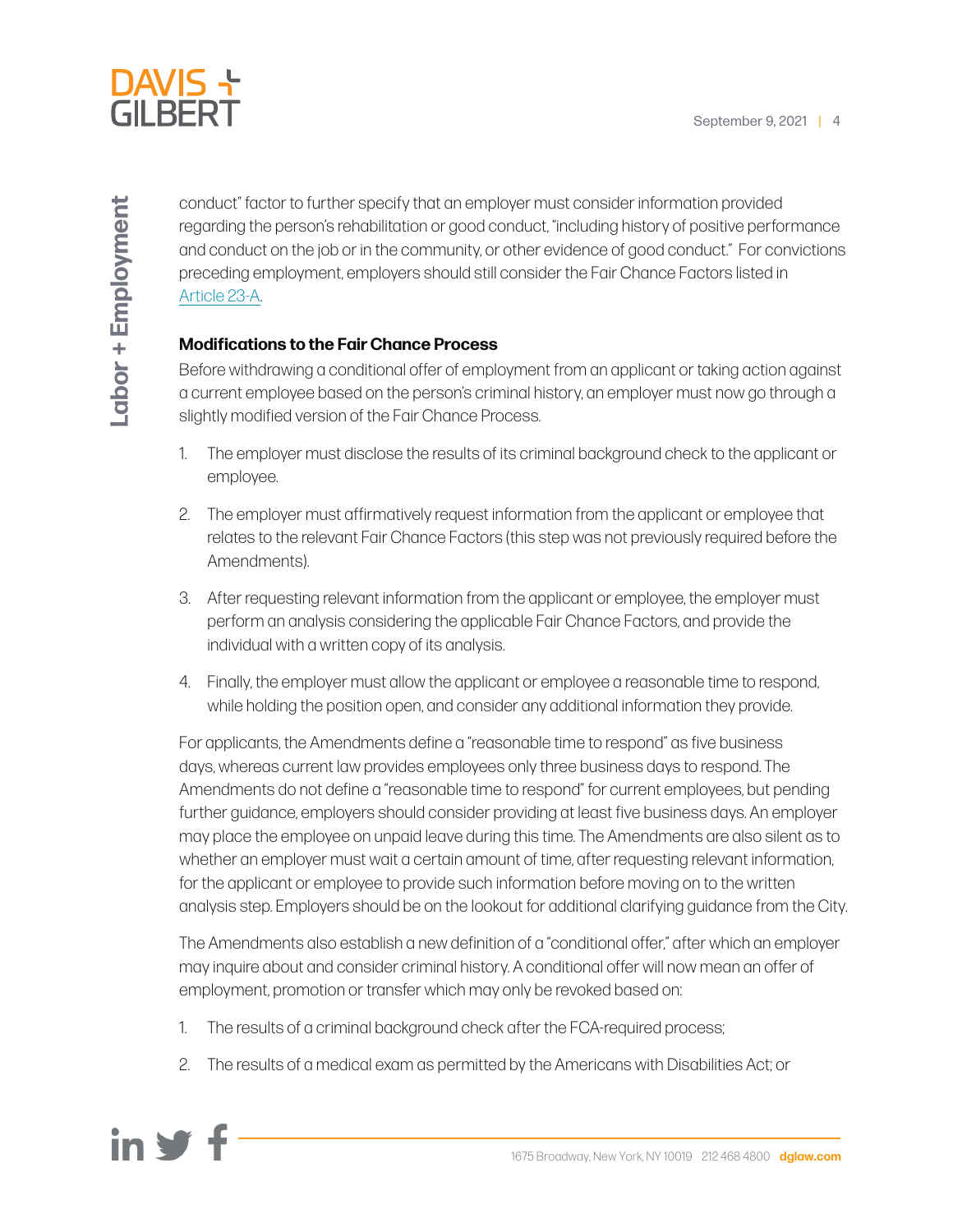conduct" factor to further specify that an employer must consider information provided regarding the person's rehabilitation or good conduct, "including history of positive performance and conduct on the job or in the community, or other evidence of good conduct." For convictions preceding employment, employers should still consider the Fair Chance Factors listed in Article 23-A.

**Modifications to the Fair Chance Process**

Before withdrawing a conditional offer of employment from an applicant or taking action against a current employee based on the person's criminal history, an employer must now go through a slightly modified version of the Fair Chance Process.

1. The employer must disclose the results of its criminal background check to the applicant or employee.
2. The employer must affirmatively request information from the applicant or employee that relates to the relevant Fair Chance Factors (this step was not previously required before the Amendments).
3. After requesting relevant information from the applicant or employee, the employer must perform an analysis considering the applicable Fair Chance Factors, and provide the individual with a written copy of its analysis.
4. Finally, the employer must allow the applicant or employee a reasonable time to respond, while holding the position open, and consider any additional information they provide.

For applicants, the Amendments define a "reasonable time to respond" as five business days, whereas current law provides employees only three business days to respond. The Amendments do not define a "reasonable time to respond" for current employees, but pending further guidance, employers should consider providing at least five business days. An employer may place the employee on unpaid leave during this time. The Amendments are also silent as to whether an employer must wait a certain amount of time, after requesting relevant information, for the applicant or employee to provide such information before moving on to the written analysis step. Employers should be on the lookout for additional clarifying guidance from the City.

The Amendments also establish a new definition of a "conditional offer," after which an employer may inquire about and consider criminal history. A conditional offer will now mean an offer of employment, promotion or transfer which may only be revoked based on:

1. The results of a criminal background check after the FCA-required process;
2. The results of a medical exam as permitted by the Americans with Disabilities Act; or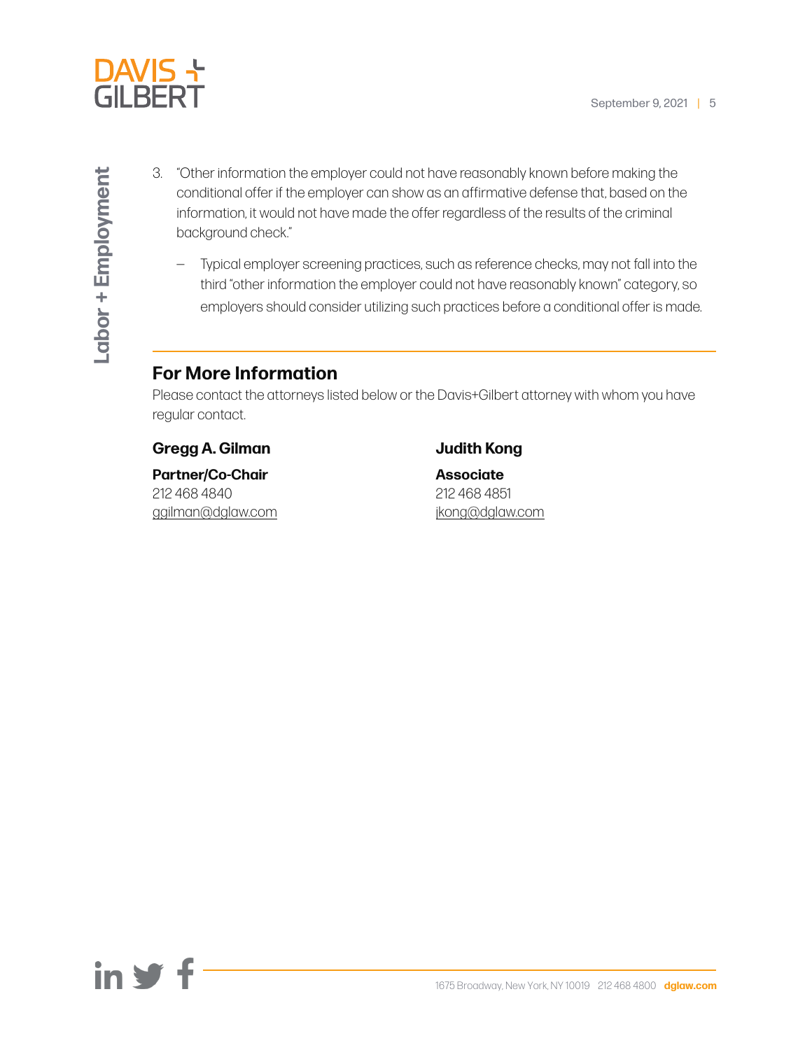3. "Other information the employer could not have reasonably known before making the conditional offer if the employer can show as an affirmative defense that, based on the information, it would not have made the offer regardless of the results of the criminal background check."

   – Typical employer screening practices, such as reference checks, may not fall into the third "other information the employer could not have reasonably known" category, so employers should consider utilizing such practices before a conditional offer is made.

---

## For More Information

Please contact the attorneys listed below or the Davis+Gilbert attorney with whom you have regular contact.

**Gregg A. Gilman**

**Partner/Co-Chair**
212 468 4840
ggilman@dglaw.com

**Judith Kong**

**Associate**
212 468 4851
jkong@dglaw.com

1675 Broadway, New York, NY 10019 212 468 4800 **dglaw.com**